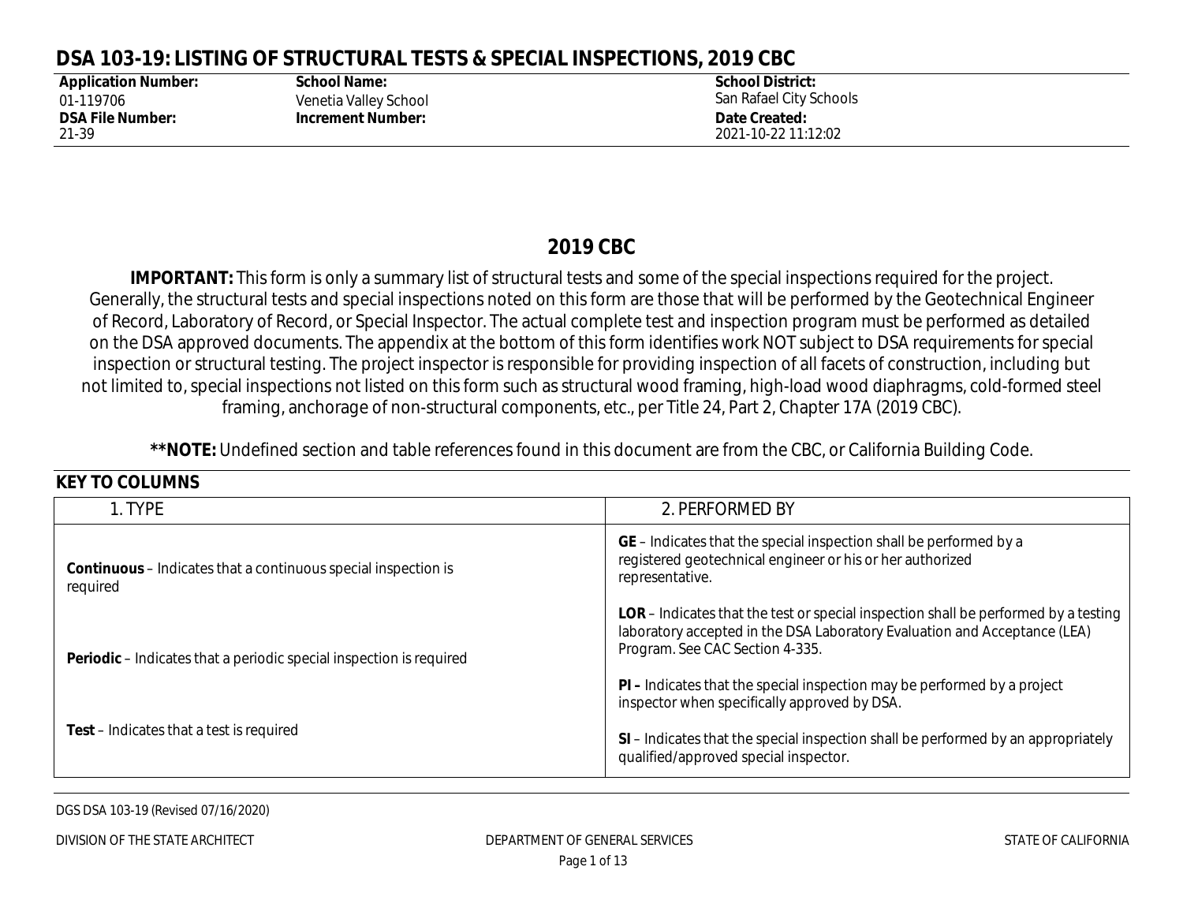# DSA 103-19: LISTING OF STRUCTURAL TESTS & SPECIAL INSPECTIONS, 2019 CBC

| Application Number: | School Name: | School District: |
|---|---|---|
| 01-119706 | Venetia Valley School | San Rafael City Schools |
| **DSA File Number:** | **Increment Number:** | **Date Created:** |
| 21-39 | | 2021-10-22 11:12:02 |

## 2019 CBC

**IMPORTANT:** This form is only a summary list of structural tests and some of the special inspections required for the project. Generally, the structural tests and special inspections noted on this form are those that will be performed by the Geotechnical Engineer of Record, Laboratory of Record, or Special Inspector. The actual complete test and inspection program must be performed as detailed on the DSA approved documents. The appendix at the bottom of this form identifies work NOT subject to DSA requirements for special inspection or structural testing. The project inspector is responsible for providing inspection of all facets of construction, including but not limited to, special inspections not listed on this form such as structural wood framing, high-load wood diaphragms, cold-formed steel framing, anchorage of non-structural components, etc., per Title 24, Part 2, Chapter 17A (2019 CBC).

****NOTE:** Undefined section and table references found in this document are from the CBC, or California Building Code.

## KEY TO COLUMNS

| 1. TYPE | 2. PERFORMED BY |
|---|---|
| **Continuous** – Indicates that a continuous special inspection is required | **GE** – Indicates that the special inspection shall be performed by a registered geotechnical engineer or his or her authorized representative. |
| **Periodic** – Indicates that a periodic special inspection is required | **LOR** – Indicates that the test or special inspection shall be performed by a testing laboratory accepted in the DSA Laboratory Evaluation and Acceptance (LEA) Program. See CAC Section 4-335. |
| | **PI –** Indicates that the special inspection may be performed by a project inspector when specifically approved by DSA. |
| **Test** – Indicates that a test is required | **SI** – Indicates that the special inspection shall be performed by an appropriately qualified/approved special inspector. |

DGS DSA 103-19 (Revised 07/16/2020)

DIVISION OF THE STATE ARCHITECT — DEPARTMENT OF GENERAL SERVICES — STATE OF CALIFORNIA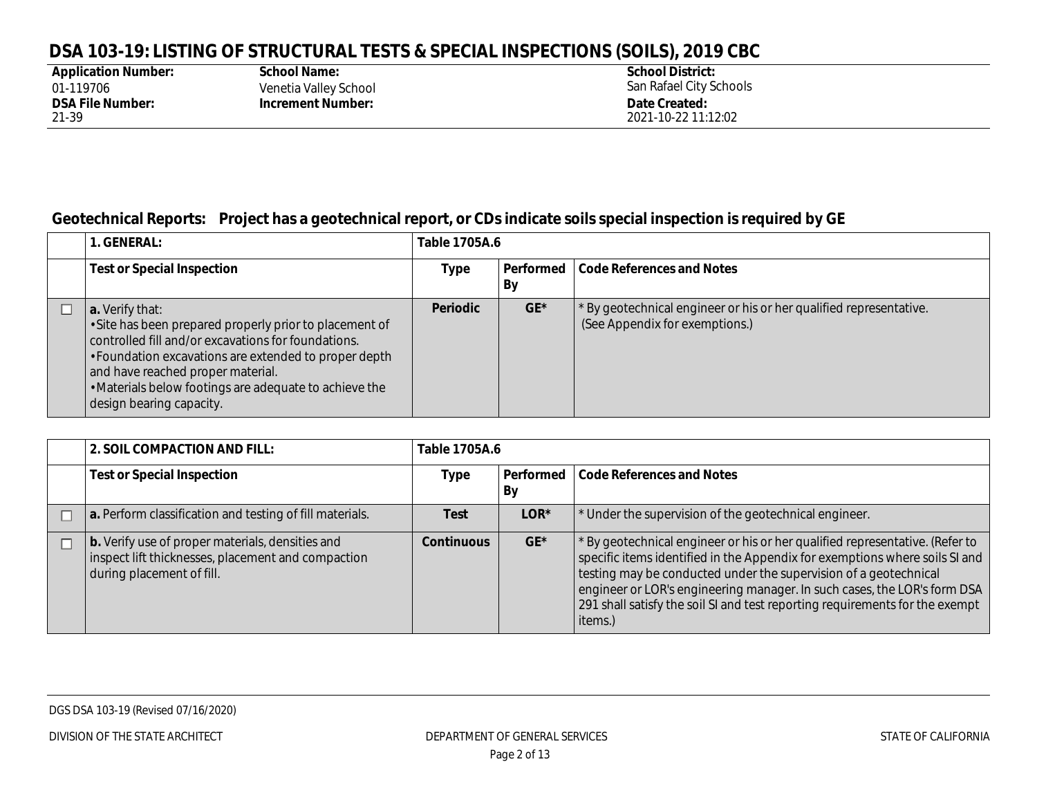# DSA 103-19: LISTING OF STRUCTURAL TESTS & SPECIAL INSPECTIONS (SOILS), 2019 CBC

| **Application Number:** 01-119706 | **School Name:** Venetia Valley School | **School District:** San Rafael City Schools |
|---|---|---|
| **DSA File Number:** 21-39 | **Increment Number:** | **Date Created:** 2021-10-22 11:12:02 |

## Geotechnical Reports: Project has a geotechnical report, or CDs indicate soils special inspection is required by GE

| | **1. GENERAL:** | **Table 1705A.6** | | |
|---|---|---|---|---|
| | **Test or Special Inspection** | **Type** | **Performed By** | **Code References and Notes** |
| ☐ | **a.** Verify that:<br>• Site has been prepared properly prior to placement of controlled fill and/or excavations for foundations.<br>• Foundation excavations are extended to proper depth and have reached proper material.<br>• Materials below footings are adequate to achieve the design bearing capacity. | **Periodic** | **GE*** | * By geotechnical engineer or his or her qualified representative. (See Appendix for exemptions.) |

| | **2. SOIL COMPACTION AND FILL:** | **Table 1705A.6** | | |
|---|---|---|---|---|
| | **Test or Special Inspection** | **Type** | **Performed By** | **Code References and Notes** |
| ☐ | **a.** Perform classification and testing of fill materials. | **Test** | **LOR*** | * Under the supervision of the geotechnical engineer. |
| ☐ | **b.** Verify use of proper materials, densities and inspect lift thicknesses, placement and compaction during placement of fill. | **Continuous** | **GE*** | * By geotechnical engineer or his or her qualified representative. (Refer to specific items identified in the Appendix for exemptions where soils SI and testing may be conducted under the supervision of a geotechnical engineer or LOR's engineering manager. In such cases, the LOR's form DSA 291 shall satisfy the soil SI and test reporting requirements for the exempt items.) |

DGS DSA 103-19 (Revised 07/16/2020)

DIVISION OF THE STATE ARCHITECT — DEPARTMENT OF GENERAL SERVICES — STATE OF CALIFORNIA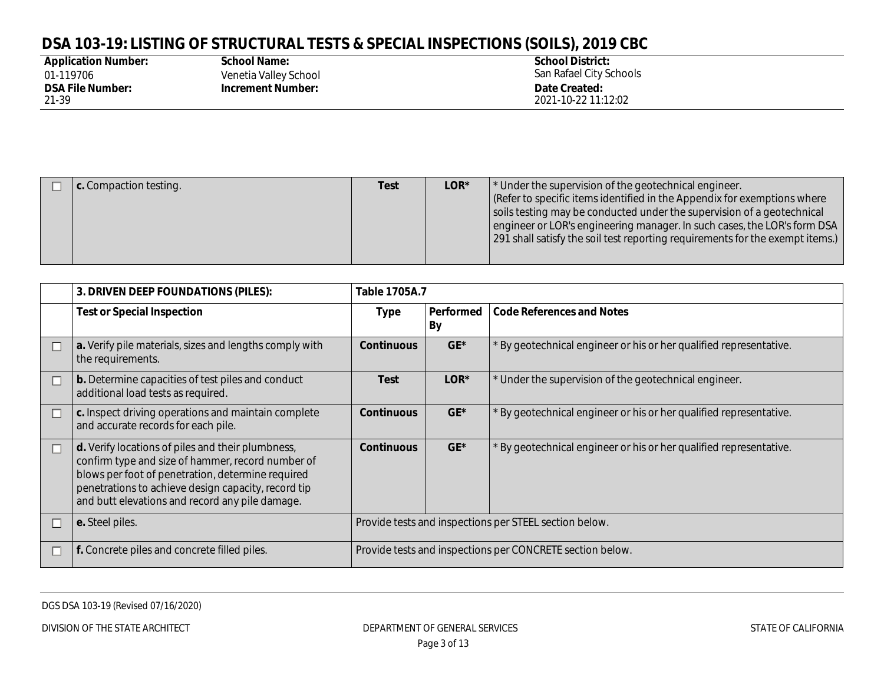# DSA 103-19: LISTING OF STRUCTURAL TESTS & SPECIAL INSPECTIONS (SOILS), 2019 CBC

| **Application Number:** | **School Name:** | **School District:** |
|---|---|---|
| 01-119706 | Venetia Valley School | San Rafael City Schools |
| **DSA File Number:** | **Increment Number:** | **Date Created:** |
| 21-39 | | 2021-10-22 11:12:02 |

| | | | | |
|---|---|---|---|---|
| ☐ | **c.** Compaction testing. | **Test** | **LOR*** | * Under the supervision of the geotechnical engineer. (Refer to specific items identified in the Appendix for exemptions where soils testing may be conducted under the supervision of a geotechnical engineer or LOR's engineering manager. In such cases, the LOR's form DSA 291 shall satisfy the soil test reporting requirements for the exempt items.) |

| | **3. DRIVEN DEEP FOUNDATIONS (PILES):** | **Table 1705A.7** | | |
|---|---|---|---|---|
| | **Test or Special Inspection** | **Type** | **Performed By** | **Code References and Notes** |
| ☐ | **a.** Verify pile materials, sizes and lengths comply with the requirements. | **Continuous** | **GE*** | * By geotechnical engineer or his or her qualified representative. |
| ☐ | **b.** Determine capacities of test piles and conduct additional load tests as required. | **Test** | **LOR*** | * Under the supervision of the geotechnical engineer. |
| ☐ | **c.** Inspect driving operations and maintain complete and accurate records for each pile. | **Continuous** | **GE*** | * By geotechnical engineer or his or her qualified representative. |
| ☐ | **d.** Verify locations of piles and their plumbness, confirm type and size of hammer, record number of blows per foot of penetration, determine required penetrations to achieve design capacity, record tip and butt elevations and record any pile damage. | **Continuous** | **GE*** | * By geotechnical engineer or his or her qualified representative. |
| ☐ | **e.** Steel piles. | Provide tests and inspections per STEEL section below. | | |
| ☐ | **f.** Concrete piles and concrete filled piles. | Provide tests and inspections per CONCRETE section below. | | |

DGS DSA 103-19 (Revised 07/16/2020)

DIVISION OF THE STATE ARCHITECT — DEPARTMENT OF GENERAL SERVICES — STATE OF CALIFORNIA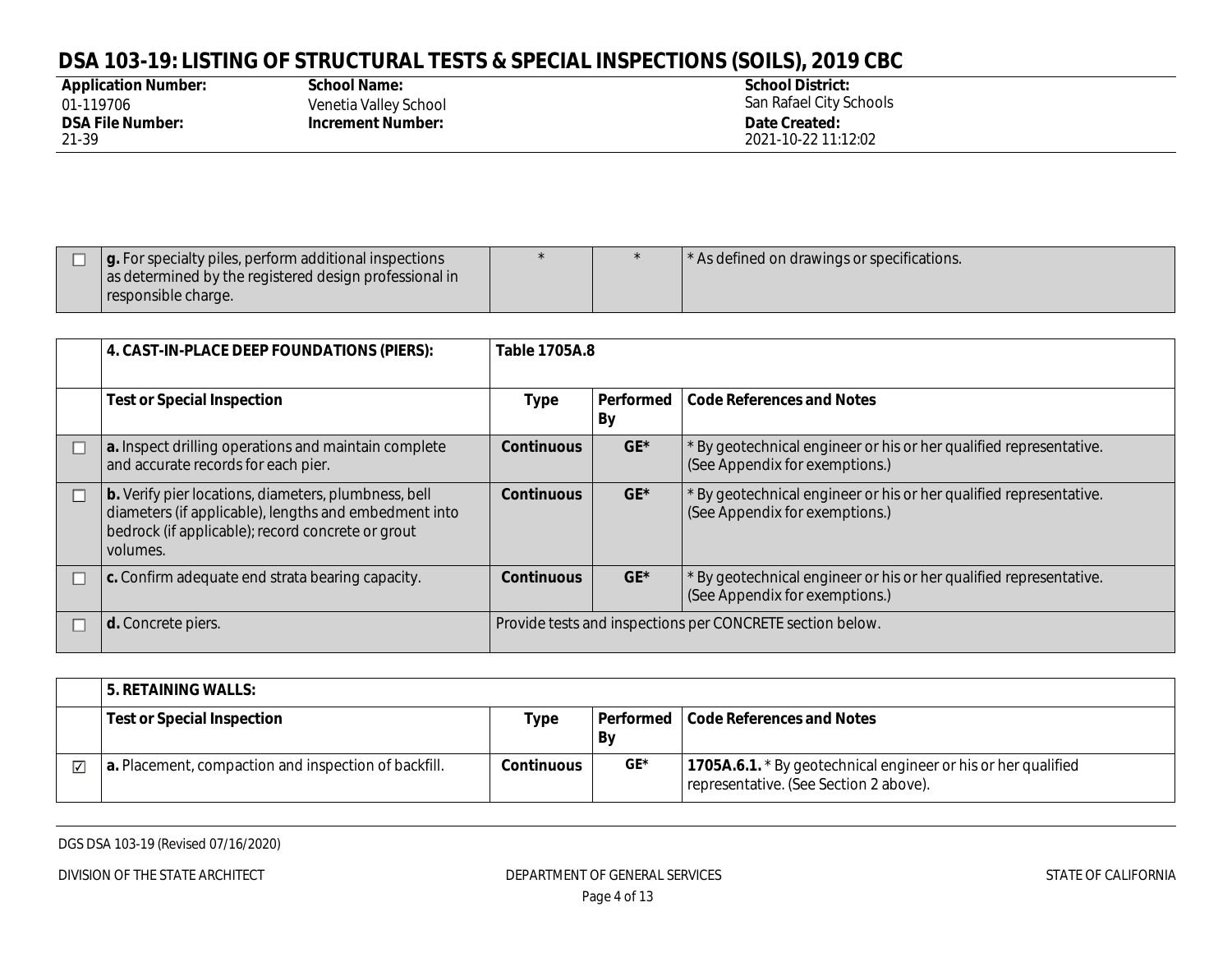# DSA 103-19: LISTING OF STRUCTURAL TESTS & SPECIAL INSPECTIONS (SOILS), 2019 CBC

| Application Number: | School Name: | School District: |
|---|---|---|
| 01-119706 | Venetia Valley School | San Rafael City Schools |
| **DSA File Number:** | **Increment Number:** | **Date Created:** |
| 21-39 | | 2021-10-22 11:12:02 |

| | | | | |
|---|---|---|---|---|
| ☐ | **g.** For specialty piles, perform additional inspections as determined by the registered design professional in responsible charge. | * | * | * As defined on drawings or specifications. |

| | **4. CAST-IN-PLACE DEEP FOUNDATIONS (PIERS):** | **Table 1705A.8** | | |
|---|---|---|---|---|
| | **Test or Special Inspection** | **Type** | **Performed By** | **Code References and Notes** |
| ☐ | **a.** Inspect drilling operations and maintain complete and accurate records for each pier. | **Continuous** | **GE*** | * By geotechnical engineer or his or her qualified representative. (See Appendix for exemptions.) |
| ☐ | **b.** Verify pier locations, diameters, plumbness, bell diameters (if applicable), lengths and embedment into bedrock (if applicable); record concrete or grout volumes. | **Continuous** | **GE*** | * By geotechnical engineer or his or her qualified representative. (See Appendix for exemptions.) |
| ☐ | **c.** Confirm adequate end strata bearing capacity. | **Continuous** | **GE*** | * By geotechnical engineer or his or her qualified representative. (See Appendix for exemptions.) |
| ☐ | **d.** Concrete piers. | Provide tests and inspections per CONCRETE section below. | | |

| | **5. RETAINING WALLS:** | | | |
|---|---|---|---|---|
| | **Test or Special Inspection** | **Type** | **Performed By** | **Code References and Notes** |
| ☑ | **a.** Placement, compaction and inspection of backfill. | **Continuous** | **GE*** | **1705A.6.1.** * By geotechnical engineer or his or her qualified representative. (See Section 2 above). |

DGS DSA 103-19 (Revised 07/16/2020)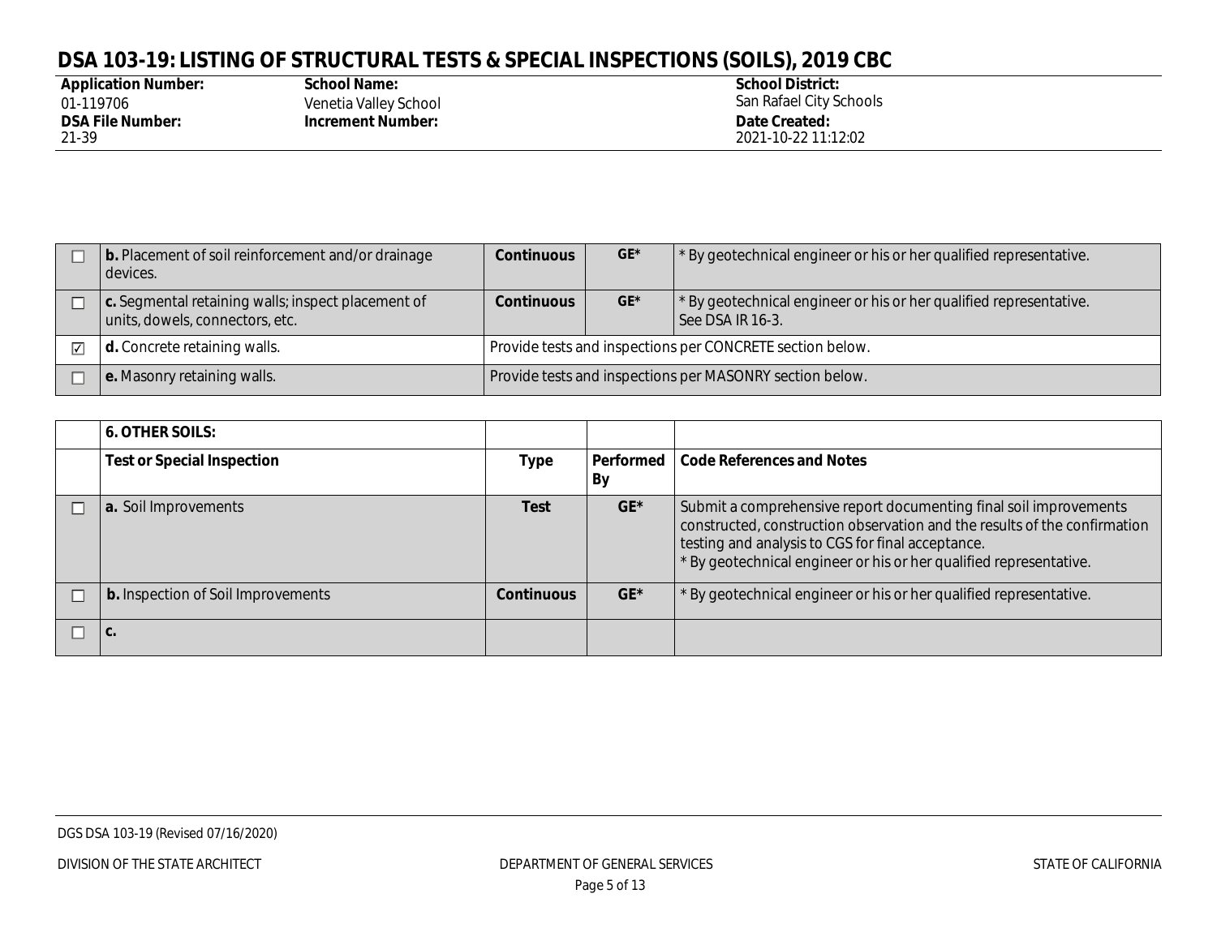# DSA 103-19: LISTING OF STRUCTURAL TESTS & SPECIAL INSPECTIONS (SOILS), 2019 CBC

**Application Number:** 01-119706
**School Name:** Venetia Valley School
**School District:** San Rafael City Schools
**DSA File Number:** 21-39
**Increment Number:**
**Date Created:** 2021-10-22 11:12:02

| | | | | |
|---|---|---|---|---|
| ☐ | **b.** Placement of soil reinforcement and/or drainage devices. | **Continuous** | **GE*** | * By geotechnical engineer or his or her qualified representative. |
| ☐ | **c.** Segmental retaining walls; inspect placement of units, dowels, connectors, etc. | **Continuous** | **GE*** | * By geotechnical engineer or his or her qualified representative. See DSA IR 16-3. |
| ☑ | **d.** Concrete retaining walls. | Provide tests and inspections per CONCRETE section below. | | |
| ☐ | **e.** Masonry retaining walls. | Provide tests and inspections per MASONRY section below. | | |

| | **6. OTHER SOILS:** | | | |
|---|---|---|---|---|
| | **Test or Special Inspection** | **Type** | **Performed By** | **Code References and Notes** |
| ☐ | **a.** Soil Improvements | **Test** | **GE*** | Submit a comprehensive report documenting final soil improvements constructed, construction observation and the results of the confirmation testing and analysis to CGS for final acceptance. * By geotechnical engineer or his or her qualified representative. |
| ☐ | **b.** Inspection of Soil Improvements | **Continuous** | **GE*** | * By geotechnical engineer or his or her qualified representative. |
| ☐ | **c.** | | | |

DGS DSA 103-19 (Revised 07/16/2020)

DIVISION OF THE STATE ARCHITECT — DEPARTMENT OF GENERAL SERVICES — STATE OF CALIFORNIA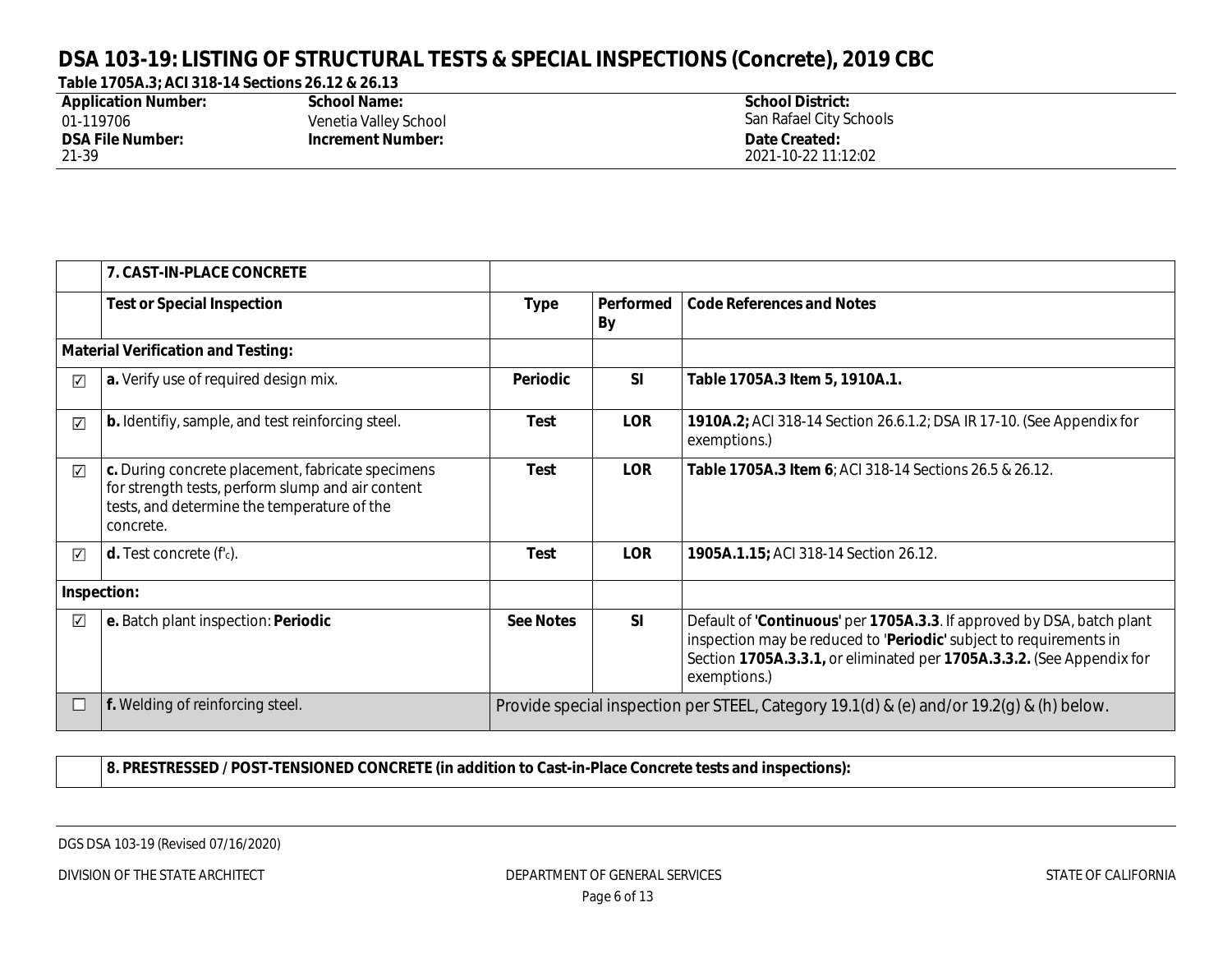# DSA 103-19: LISTING OF STRUCTURAL TESTS & SPECIAL INSPECTIONS (Concrete), 2019 CBC

**Table 1705A.3; ACI 318-14 Sections 26.12 & 26.13**

| **Application Number:** | **School Name:** | **School District:** |
|---|---|---|
| 01-119706 | Venetia Valley School | San Rafael City Schools |
| **DSA File Number:** | **Increment Number:** | **Date Created:** |
| 21-39 | | 2021-10-22 11:12:02 |

| | **7. CAST-IN-PLACE CONCRETE** | | | |
|---|---|---|---|---|
| | **Test or Special Inspection** | **Type** | **Performed By** | **Code References and Notes** |
| **Material Verification and Testing:** | | | | |
| ☑ | **a.** Verify use of required design mix. | **Periodic** | **SI** | **Table 1705A.3 Item 5, 1910A.1.** |
| ☑ | **b.** Identifiy, sample, and test reinforcing steel. | **Test** | **LOR** | **1910A.2;** ACI 318-14 Section 26.6.1.2; DSA IR 17-10. (See Appendix for exemptions.) |
| ☑ | **c.** During concrete placement, fabricate specimens for strength tests, perform slump and air content tests, and determine the temperature of the concrete. | **Test** | **LOR** | **Table 1705A.3 Item 6**; ACI 318-14 Sections 26.5 & 26.12. |
| ☑ | **d.** Test concrete ($f'_c$). | **Test** | **LOR** | **1905A.1.15;** ACI 318-14 Section 26.12. |
| **Inspection:** | | | | |
| ☑ | **e.** Batch plant inspection: **Periodic** | **See Notes** | **SI** | Default of '**Continuous**' per **1705A.3.3**. If approved by DSA, batch plant inspection may be reduced to '**Periodic**' subject to requirements in Section **1705A.3.3.1,** or eliminated per **1705A.3.3.2.** (See Appendix for exemptions.) |
| ☐ | **f.** Welding of reinforcing steel. | Provide special inspection per STEEL, Category 19.1(d) & (e) and/or 19.2(g) & (h) below. | | |

| | **8. PRESTRESSED / POST-TENSIONED CONCRETE (in addition to Cast-in-Place Concrete tests and inspections):** |
|---|---|

DGS DSA 103-19 (Revised 07/16/2020)

DIVISION OF THE STATE ARCHITECT | DEPARTMENT OF GENERAL SERVICES | STATE OF CALIFORNIA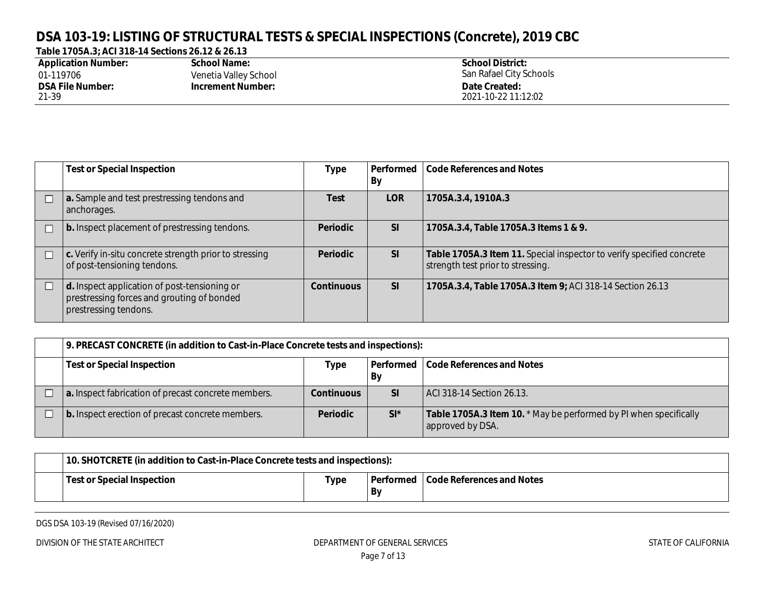# DSA 103-19: LISTING OF STRUCTURAL TESTS & SPECIAL INSPECTIONS (Concrete), 2019 CBC

**Table 1705A.3; ACI 318-14 Sections 26.12 & 26.13**

| **Application Number:** | **School Name:** | **School District:** |
|---|---|---|
| 01-119706 | Venetia Valley School | San Rafael City Schools |
| **DSA File Number:** | **Increment Number:** | **Date Created:** |
| 21-39 | | 2021-10-22 11:12:02 |

| | Test or Special Inspection | Type | Performed By | Code References and Notes |
|---|---|---|---|---|
| ☐ | **a.** Sample and test prestressing tendons and anchorages. | **Test** | **LOR** | **1705A.3.4, 1910A.3** |
| ☐ | **b.** Inspect placement of prestressing tendons. | **Periodic** | **SI** | **1705A.3.4, Table 1705A.3 Items 1 & 9.** |
| ☐ | **c.** Verify in-situ concrete strength prior to stressing of post-tensioning tendons. | **Periodic** | **SI** | **Table 1705A.3 Item 11.** Special inspector to verify specified concrete strength test prior to stressing. |
| ☐ | **d.** Inspect application of post-tensioning or prestressing forces and grouting of bonded prestressing tendons. | **Continuous** | **SI** | **1705A.3.4, Table 1705A.3 Item 9;** ACI 318-14 Section 26.13 |

| | 9. PRECAST CONCRETE (in addition to Cast-in-Place Concrete tests and inspections): | | | |
|---|---|---|---|---|
| | **Test or Special Inspection** | **Type** | **Performed By** | **Code References and Notes** |
| ☐ | **a.** Inspect fabrication of precast concrete members. | **Continuous** | **SI** | ACI 318-14 Section 26.13. |
| ☐ | **b.** Inspect erection of precast concrete members. | **Periodic** | **SI*** | **Table 1705A.3 Item 10.** * May be performed by PI when specifically approved by DSA. |

| | 10. SHOTCRETE (in addition to Cast-in-Place Concrete tests and inspections): | | | |
|---|---|---|---|---|
| | **Test or Special Inspection** | **Type** | **Performed By** | **Code References and Notes** |

DGS DSA 103-19 (Revised 07/16/2020)

DIVISION OF THE STATE ARCHITECT — DEPARTMENT OF GENERAL SERVICES — STATE OF CALIFORNIA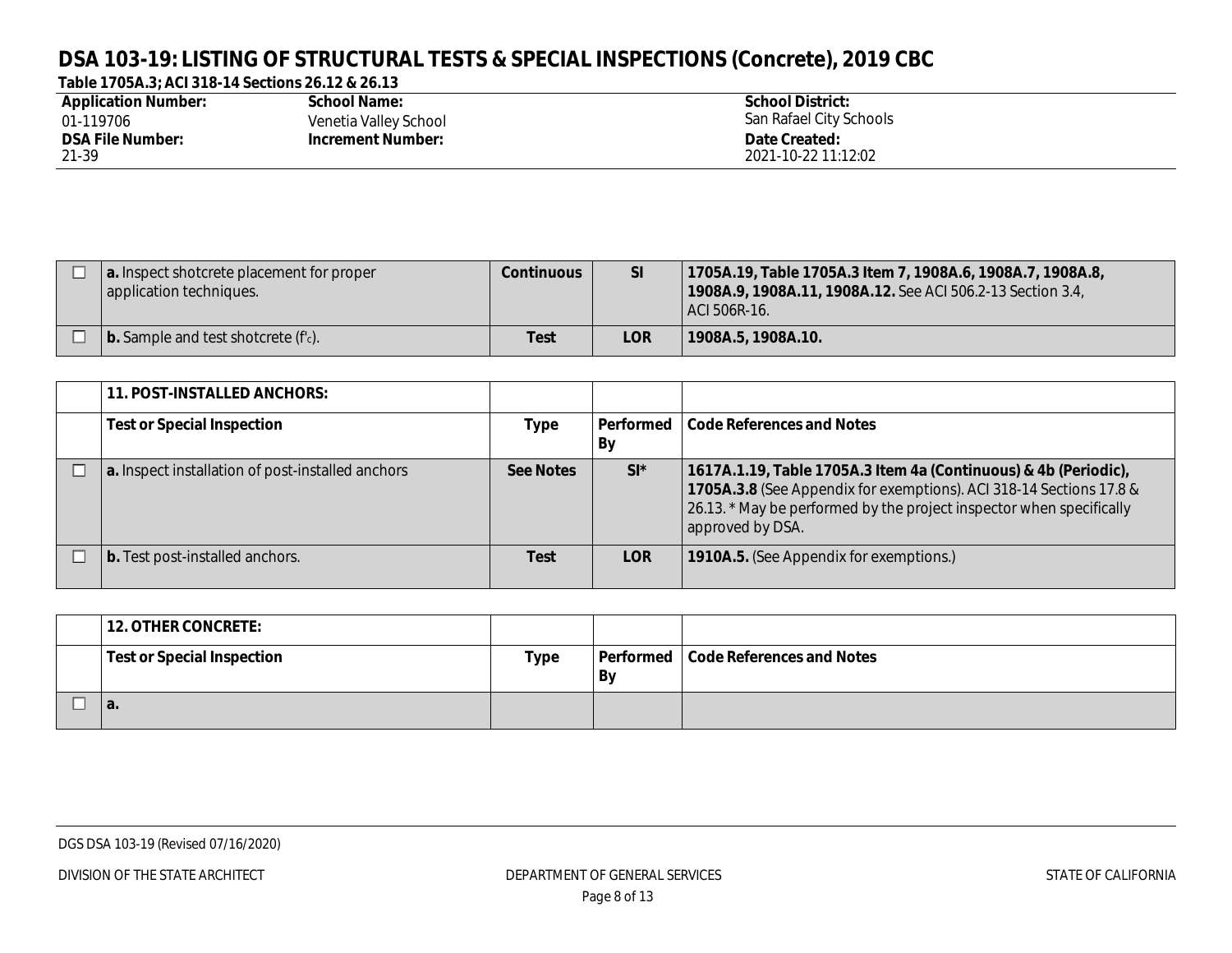# DSA 103-19: LISTING OF STRUCTURAL TESTS & SPECIAL INSPECTIONS (Concrete), 2019 CBC

**Table 1705A.3; ACI 318-14 Sections 26.12 & 26.13**

| **Application Number:** | **School Name:** | **School District:** |
|---|---|---|
| 01-119706 | Venetia Valley School | San Rafael City Schools |
| **DSA File Number:** | **Increment Number:** | **Date Created:** |
| 21-39 | | 2021-10-22 11:12:02 |

| | | | | |
|---|---|---|---|---|
| ☐ | **a.** Inspect shotcrete placement for proper application techniques. | **Continuous** | **SI** | **1705A.19, Table 1705A.3 Item 7, 1908A.6, 1908A.7, 1908A.8, 1908A.9, 1908A.11, 1908A.12.** See ACI 506.2-13 Section 3.4, ACI 506R-16. |
| ☐ | **b.** Sample and test shotcrete ($f'_c$). | **Test** | **LOR** | **1908A.5, 1908A.10.** |

| | **11. POST-INSTALLED ANCHORS:** | | | |
|---|---|---|---|---|
| | **Test or Special Inspection** | **Type** | **Performed By** | **Code References and Notes** |
| ☐ | **a.** Inspect installation of post-installed anchors | **See Notes** | **SI*** | **1617A.1.19, Table 1705A.3 Item 4a (Continuous) & 4b (Periodic), 1705A.3.8** (See Appendix for exemptions). ACI 318-14 Sections 17.8 & 26.13. * May be performed by the project inspector when specifically approved by DSA. |
| ☐ | **b.** Test post-installed anchors. | **Test** | **LOR** | **1910A.5.** (See Appendix for exemptions.) |

| | **12. OTHER CONCRETE:** | | | |
|---|---|---|---|---|
| | **Test or Special Inspection** | **Type** | **Performed By** | **Code References and Notes** |
| ☐ | **a.** | | | |

DGS DSA 103-19 (Revised 07/16/2020)

DIVISION OF THE STATE ARCHITECT — DEPARTMENT OF GENERAL SERVICES — STATE OF CALIFORNIA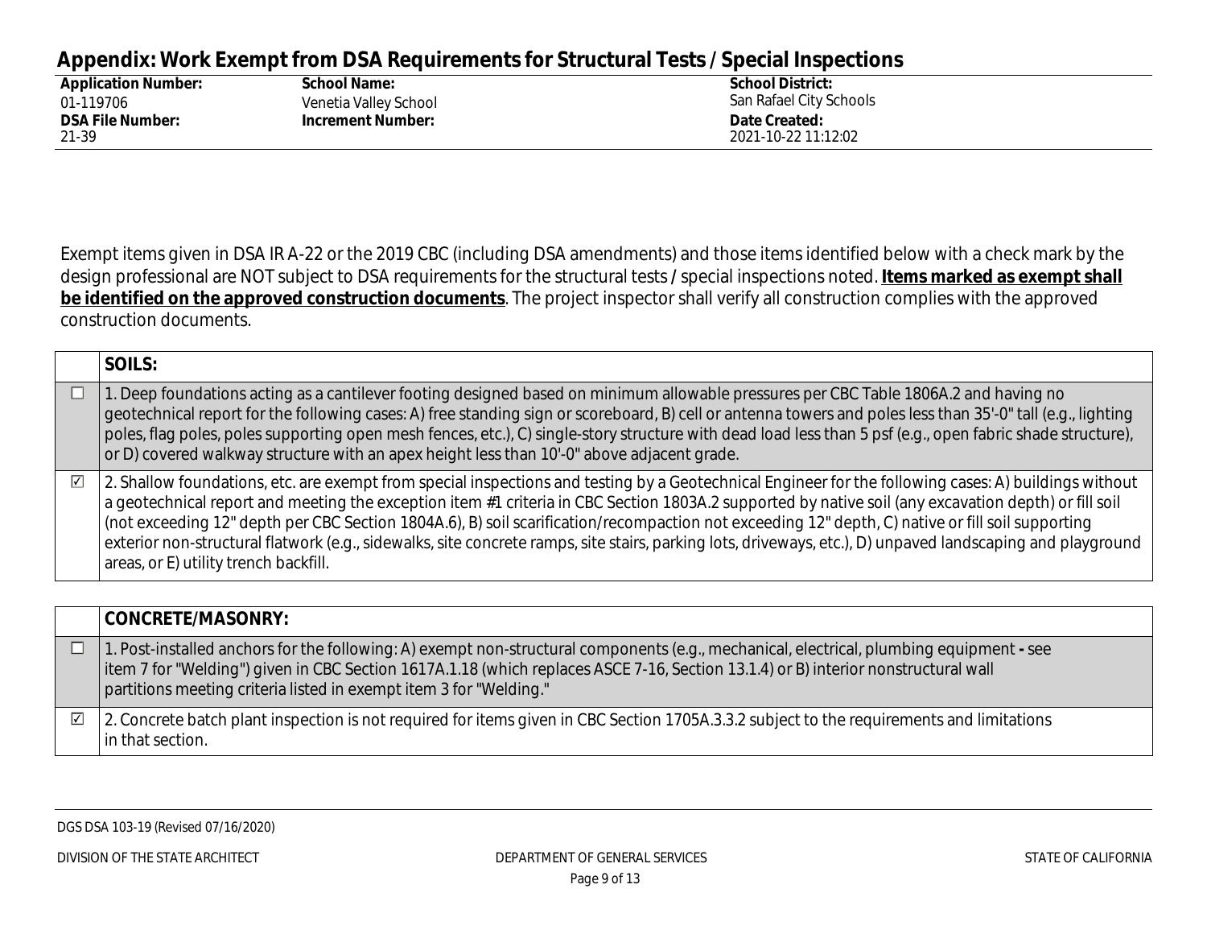## Appendix: Work Exempt from DSA Requirements for Structural Tests / Special Inspections

| Application Number: | School Name: | School District: |
|---|---|---|
| 01-119706 | Venetia Valley School | San Rafael City Schools |
| **DSA File Number:** | **Increment Number:** | **Date Created:** |
| 21-39 | | 2021-10-22 11:12:02 |

Exempt items given in DSA IR A-22 or the 2019 CBC (including DSA amendments) and those items identified below with a check mark by the design professional are NOT subject to DSA requirements for the structural tests / special inspections noted. **Items marked as exempt shall be identified on the approved construction documents**. The project inspector shall verify all construction complies with the approved construction documents.

| | SOILS: |
|---|---|
| ☐ | 1. Deep foundations acting as a cantilever footing designed based on minimum allowable pressures per CBC Table 1806A.2 and having no geotechnical report for the following cases: A) free standing sign or scoreboard, B) cell or antenna towers and poles less than 35'-0" tall (e.g., lighting poles, flag poles, poles supporting open mesh fences, etc.), C) single-story structure with dead load less than 5 psf (e.g., open fabric shade structure), or D) covered walkway structure with an apex height less than 10'-0" above adjacent grade. |
| ☑ | 2. Shallow foundations, etc. are exempt from special inspections and testing by a Geotechnical Engineer for the following cases: A) buildings without a geotechnical report and meeting the exception item #1 criteria in CBC Section 1803A.2 supported by native soil (any excavation depth) or fill soil (not exceeding 12" depth per CBC Section 1804A.6), B) soil scarification/recompaction not exceeding 12" depth, C) native or fill soil supporting exterior non-structural flatwork (e.g., sidewalks, site concrete ramps, site stairs, parking lots, driveways, etc.), D) unpaved landscaping and playground areas, or E) utility trench backfill. |

| | CONCRETE/MASONRY: |
|---|---|
| ☐ | 1. Post-installed anchors for the following: A) exempt non-structural components (e.g., mechanical, electrical, plumbing equipment - see item 7 for "Welding") given in CBC Section 1617A.1.18 (which replaces ASCE 7-16, Section 13.1.4) or B) interior nonstructural wall partitions meeting criteria listed in exempt item 3 for "Welding." |
| ☑ | 2. Concrete batch plant inspection is not required for items given in CBC Section 1705A.3.3.2 subject to the requirements and limitations in that section. |

DGS DSA 103-19 (Revised 07/16/2020)

DIVISION OF THE STATE ARCHITECT — DEPARTMENT OF GENERAL SERVICES — STATE OF CALIFORNIA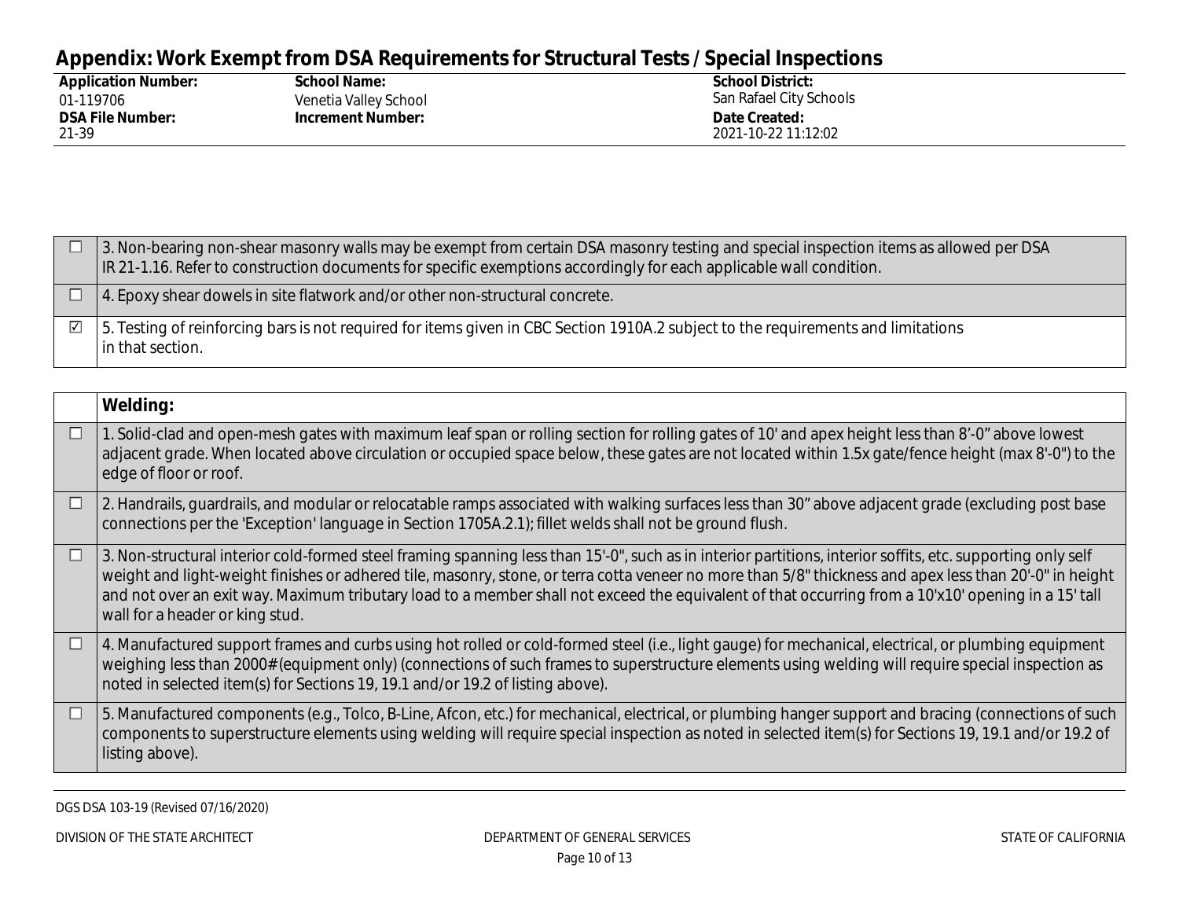## Appendix: Work Exempt from DSA Requirements for Structural Tests / Special Inspections

| Application Number: | School Name: | School District: |
|---|---|---|
| 01-119706 | Venetia Valley School | San Rafael City Schools |
| **DSA File Number:** | **Increment Number:** | **Date Created:** |
| 21-39 | | 2021-10-22 11:12:02 |

| | |
|---|---|
| ☐ | 3. Non-bearing non-shear masonry walls may be exempt from certain DSA masonry testing and special inspection items as allowed per DSA IR 21-1.16. Refer to construction documents for specific exemptions accordingly for each applicable wall condition. |
| ☐ | 4. Epoxy shear dowels in site flatwork and/or other non-structural concrete. |
| ☑ | 5. Testing of reinforcing bars is not required for items given in CBC Section 1910A.2 subject to the requirements and limitations in that section. |

| | **Welding:** |
|---|---|
| ☐ | 1. Solid-clad and open-mesh gates with maximum leaf span or rolling section for rolling gates of 10' and apex height less than 8'-0" above lowest adjacent grade. When located above circulation or occupied space below, these gates are not located within 1.5x gate/fence height (max 8'-0") to the edge of floor or roof. |
| ☐ | 2. Handrails, guardrails, and modular or relocatable ramps associated with walking surfaces less than 30" above adjacent grade (excluding post base connections per the 'Exception' language in Section 1705A.2.1); fillet welds shall not be ground flush. |
| ☐ | 3. Non-structural interior cold-formed steel framing spanning less than 15'-0", such as in interior partitions, interior soffits, etc. supporting only self weight and light-weight finishes or adhered tile, masonry, stone, or terra cotta veneer no more than 5/8" thickness and apex less than 20'-0" in height and not over an exit way. Maximum tributary load to a member shall not exceed the equivalent of that occurring from a 10'x10' opening in a 15' tall wall for a header or king stud. |
| ☐ | 4. Manufactured support frames and curbs using hot rolled or cold-formed steel (i.e., light gauge) for mechanical, electrical, or plumbing equipment weighing less than 2000# (equipment only) (connections of such frames to superstructure elements using welding will require special inspection as noted in selected item(s) for Sections 19, 19.1 and/or 19.2 of listing above). |
| ☐ | 5. Manufactured components (e.g., Tolco, B-Line, Afcon, etc.) for mechanical, electrical, or plumbing hanger support and bracing (connections of such components to superstructure elements using welding will require special inspection as noted in selected item(s) for Sections 19, 19.1 and/or 19.2 of listing above). |

DGS DSA 103-19 (Revised 07/16/2020)

DIVISION OF THE STATE ARCHITECT — DEPARTMENT OF GENERAL SERVICES — STATE OF CALIFORNIA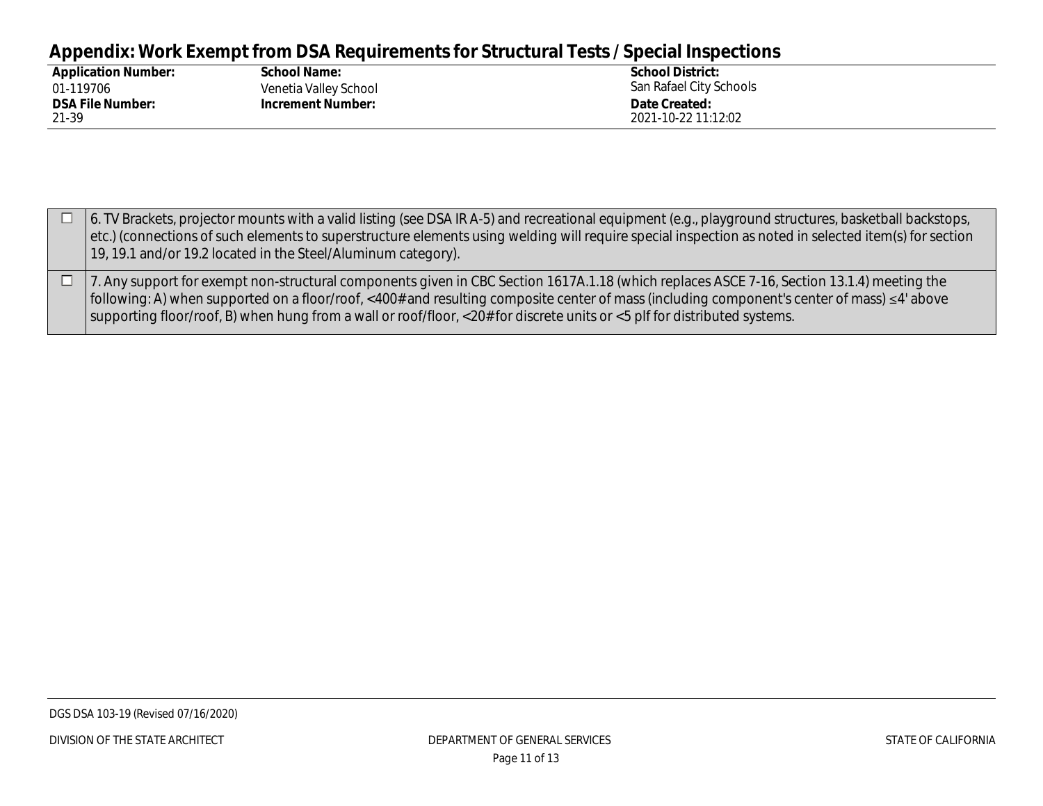## Appendix: Work Exempt from DSA Requirements for Structural Tests / Special Inspections

| Application Number: | School Name: | School District: |
|---|---|---|
| 01-119706 | Venetia Valley School | San Rafael City Schools |
| **DSA File Number:** | **Increment Number:** | **Date Created:** |
| 21-39 | | 2021-10-22 11:12:02 |

| | |
|---|---|
| ☐ | 6. TV Brackets, projector mounts with a valid listing (see DSA IR A-5) and recreational equipment (e.g., playground structures, basketball backstops, etc.) (connections of such elements to superstructure elements using welding will require special inspection as noted in selected item(s) for section 19, 19.1 and/or 19.2 located in the Steel/Aluminum category). |
| ☐ | 7. Any support for exempt non-structural components given in CBC Section 1617A.1.18 (which replaces ASCE 7-16, Section 13.1.4) meeting the following: A) when supported on a floor/roof, <400# and resulting composite center of mass (including component's center of mass) ≤4' above supporting floor/roof, B) when hung from a wall or roof/floor, <20# for discrete units or <5 plf for distributed systems. |

DGS DSA 103-19 (Revised 07/16/2020)

DIVISION OF THE STATE ARCHITECT — DEPARTMENT OF GENERAL SERVICES — STATE OF CALIFORNIA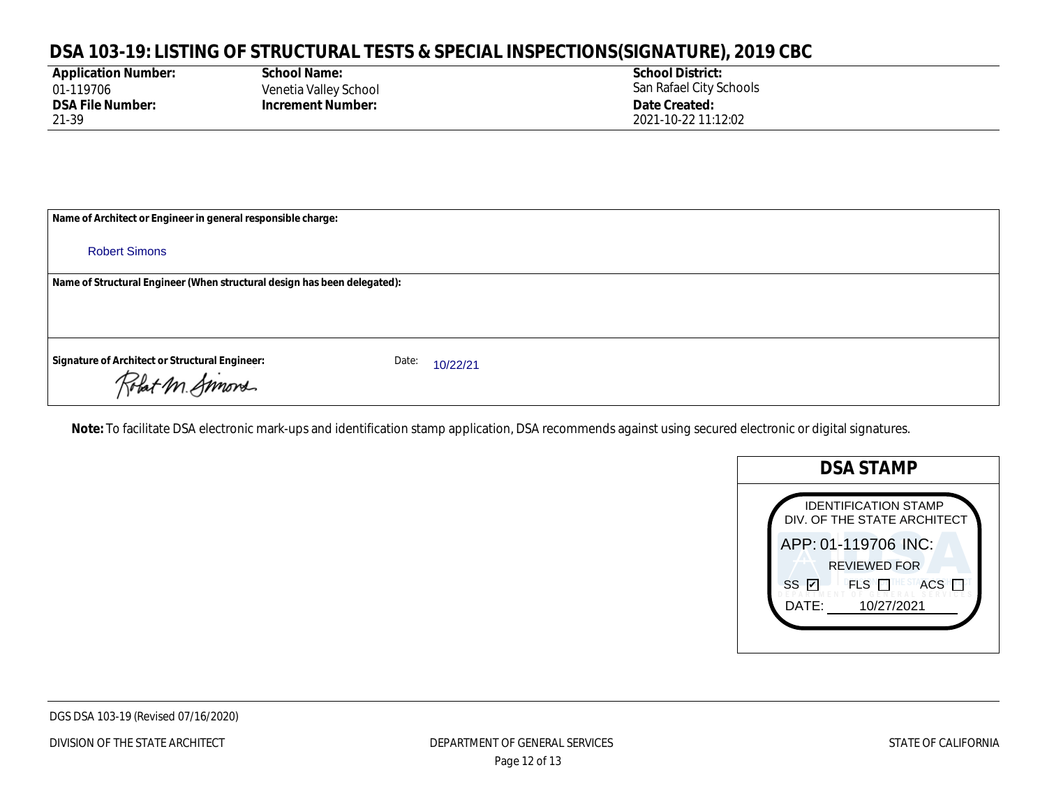# DSA 103-19: LISTING OF STRUCTURAL TESTS & SPECIAL INSPECTIONS(SIGNATURE), 2019 CBC

| **Application Number:** | **School Name:** | **School District:** |
|---|---|---|
| 01-119706 | Venetia Valley School | San Rafael City Schools |
| **DSA File Number:** | **Increment Number:** | **Date Created:** |
| 21-39 | | 2021-10-22 11:12:02 |

**Name of Architect or Engineer in general responsible charge:**

Robert Simons

**Name of Structural Engineer (When structural design has been delegated):**

**Signature of Architect or Structural Engineer:** Robert M. Simons

Date: 10/22/21

**Note:** To facilitate DSA electronic mark-ups and identification stamp application, DSA recommends against using secured electronic or digital signatures.

**DSA STAMP**

IDENTIFICATION STAMP
DIV. OF THE STATE ARCHITECT
APP: 01-119706 INC:
REVIEWED FOR
SS ☑ FLS ☐ ACS ☐
DATE: 10/27/2021

DGS DSA 103-19 (Revised 07/16/2020)

DIVISION OF THE STATE ARCHITECT | DEPARTMENT OF GENERAL SERVICES | STATE OF CALIFORNIA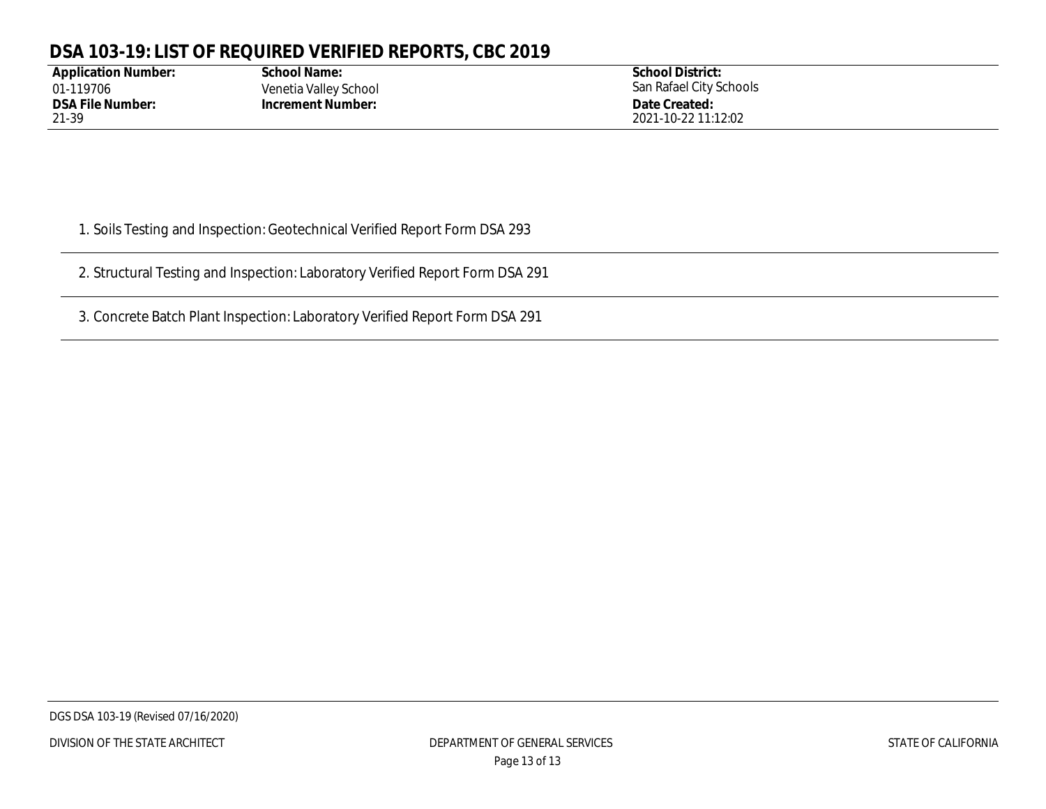# DSA 103-19: LIST OF REQUIRED VERIFIED REPORTS, CBC 2019

| | | |
|---|---|---|
| **Application Number:**<br>01-119706 | **School Name:**<br>Venetia Valley School | **School District:**<br>San Rafael City Schools |
| **DSA File Number:**<br>21-39 | **Increment Number:** | **Date Created:**<br>2021-10-22 11:12:02 |

1. Soils Testing and Inspection: Geotechnical Verified Report Form DSA 293

2. Structural Testing and Inspection: Laboratory Verified Report Form DSA 291

3. Concrete Batch Plant Inspection: Laboratory Verified Report Form DSA 291

DGS DSA 103-19 (Revised 07/16/2020)

DIVISION OF THE STATE ARCHITECT    DEPARTMENT OF GENERAL SERVICES    STATE OF CALIFORNIA